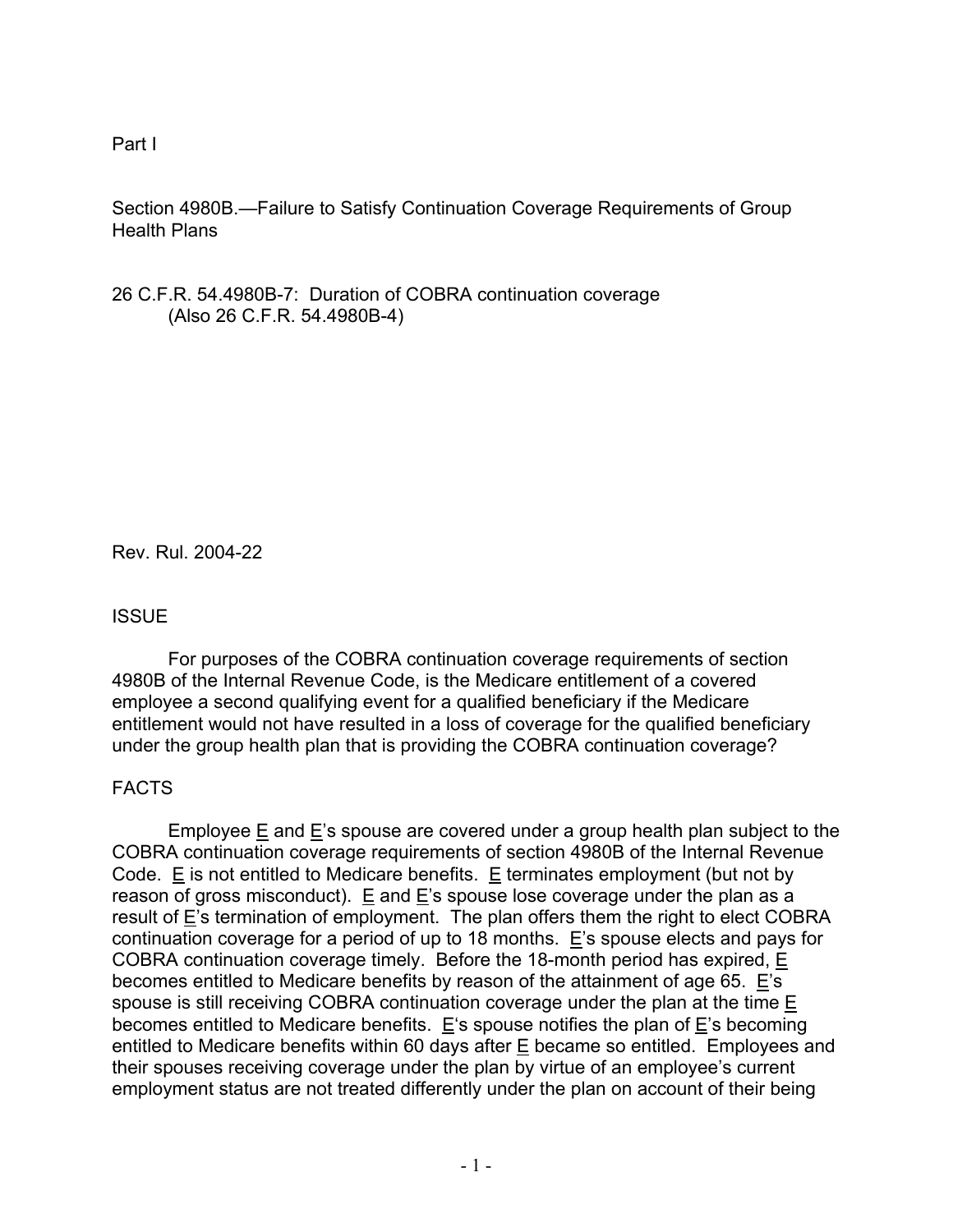Part I

Section 4980B.—Failure to Satisfy Continuation Coverage Requirements of Group Health Plans

26 C.F.R. 54.4980B-7: Duration of COBRA continuation coverage
(Also 26 C.F.R. 54.4980B-4)

Rev. Rul. 2004-22

## ISSUE

For purposes of the COBRA continuation coverage requirements of section 4980B of the Internal Revenue Code, is the Medicare entitlement of a covered employee a second qualifying event for a qualified beneficiary if the Medicare entitlement would not have resulted in a loss of coverage for the qualified beneficiary under the group health plan that is providing the COBRA continuation coverage?

## FACTS

Employee E and E's spouse are covered under a group health plan subject to the COBRA continuation coverage requirements of section 4980B of the Internal Revenue Code. E is not entitled to Medicare benefits. E terminates employment (but not by reason of gross misconduct). E and E's spouse lose coverage under the plan as a result of E's termination of employment. The plan offers them the right to elect COBRA continuation coverage for a period of up to 18 months. E's spouse elects and pays for COBRA continuation coverage timely. Before the 18-month period has expired, E becomes entitled to Medicare benefits by reason of the attainment of age 65. E's spouse is still receiving COBRA continuation coverage under the plan at the time E becomes entitled to Medicare benefits. E's spouse notifies the plan of E's becoming entitled to Medicare benefits within 60 days after E became so entitled. Employees and their spouses receiving coverage under the plan by virtue of an employee's current employment status are not treated differently under the plan on account of their being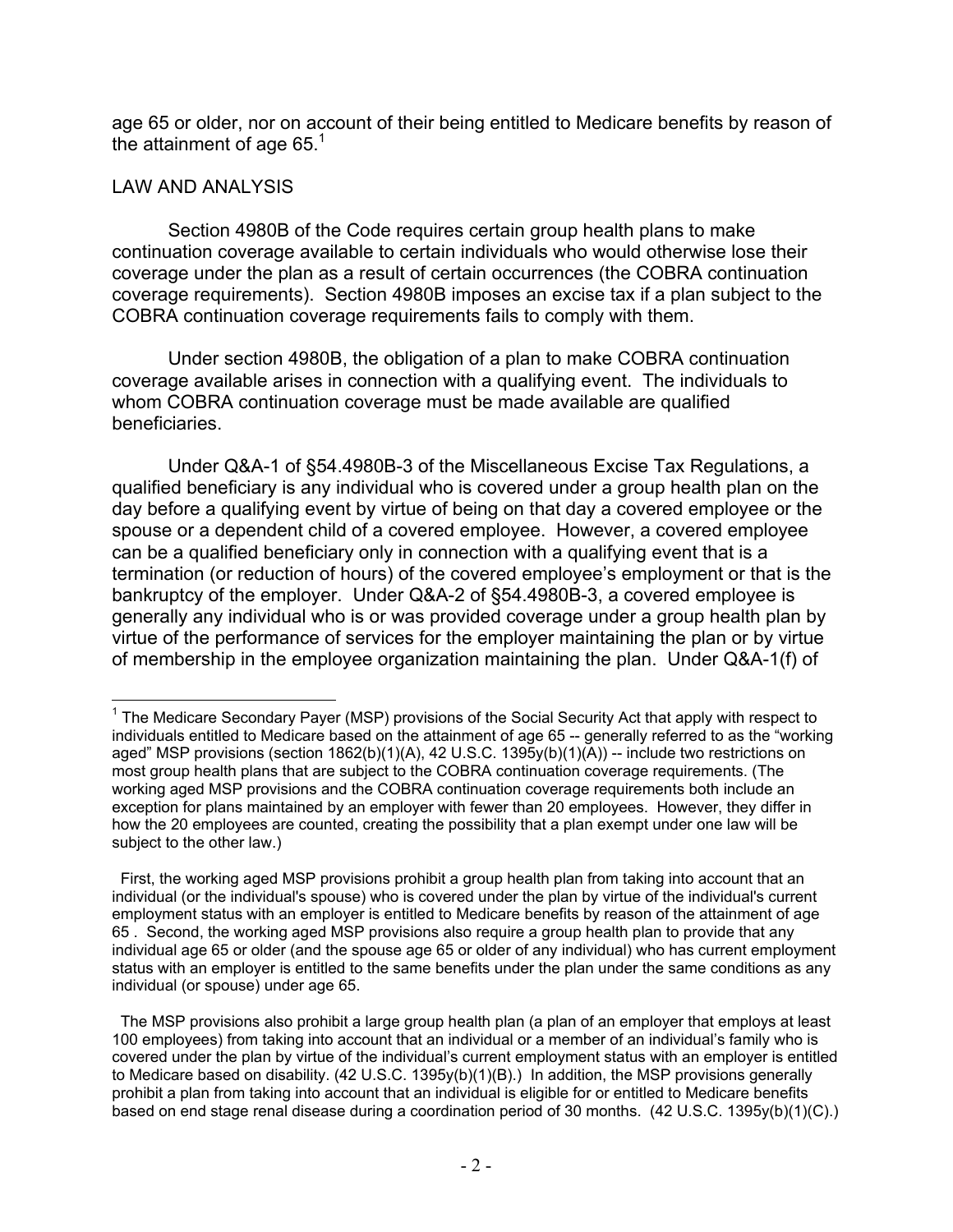age 65 or older, nor on account of their being entitled to Medicare benefits by reason of the attainment of age 65.[1]

LAW AND ANALYSIS

Section 4980B of the Code requires certain group health plans to make continuation coverage available to certain individuals who would otherwise lose their coverage under the plan as a result of certain occurrences (the COBRA continuation coverage requirements). Section 4980B imposes an excise tax if a plan subject to the COBRA continuation coverage requirements fails to comply with them.

Under section 4980B, the obligation of a plan to make COBRA continuation coverage available arises in connection with a qualifying event. The individuals to whom COBRA continuation coverage must be made available are qualified beneficiaries.

Under Q&A-1 of §54.4980B-3 of the Miscellaneous Excise Tax Regulations, a qualified beneficiary is any individual who is covered under a group health plan on the day before a qualifying event by virtue of being on that day a covered employee or the spouse or a dependent child of a covered employee. However, a covered employee can be a qualified beneficiary only in connection with a qualifying event that is a termination (or reduction of hours) of the covered employee's employment or that is the bankruptcy of the employer. Under Q&A-2 of §54.4980B-3, a covered employee is generally any individual who is or was provided coverage under a group health plan by virtue of the performance of services for the employer maintaining the plan or by virtue of membership in the employee organization maintaining the plan. Under Q&A-1(f) of

---

[1] The Medicare Secondary Payer (MSP) provisions of the Social Security Act that apply with respect to individuals entitled to Medicare based on the attainment of age 65 -- generally referred to as the "working aged" MSP provisions (section 1862(b)(1)(A), 42 U.S.C. 1395y(b)(1)(A)) -- include two restrictions on most group health plans that are subject to the COBRA continuation coverage requirements. (The working aged MSP provisions and the COBRA continuation coverage requirements both include an exception for plans maintained by an employer with fewer than 20 employees. However, they differ in how the 20 employees are counted, creating the possibility that a plan exempt under one law will be subject to the other law.)

First, the working aged MSP provisions prohibit a group health plan from taking into account that an individual (or the individual's spouse) who is covered under the plan by virtue of the individual's current employment status with an employer is entitled to Medicare benefits by reason of the attainment of age 65 . Second, the working aged MSP provisions also require a group health plan to provide that any individual age 65 or older (and the spouse age 65 or older of any individual) who has current employment status with an employer is entitled to the same benefits under the plan under the same conditions as any individual (or spouse) under age 65.

The MSP provisions also prohibit a large group health plan (a plan of an employer that employs at least 100 employees) from taking into account that an individual or a member of an individual's family who is covered under the plan by virtue of the individual's current employment status with an employer is entitled to Medicare based on disability. (42 U.S.C. 1395y(b)(1)(B).) In addition, the MSP provisions generally prohibit a plan from taking into account that an individual is eligible for or entitled to Medicare benefits based on end stage renal disease during a coordination period of 30 months. (42 U.S.C. 1395y(b)(1)(C).)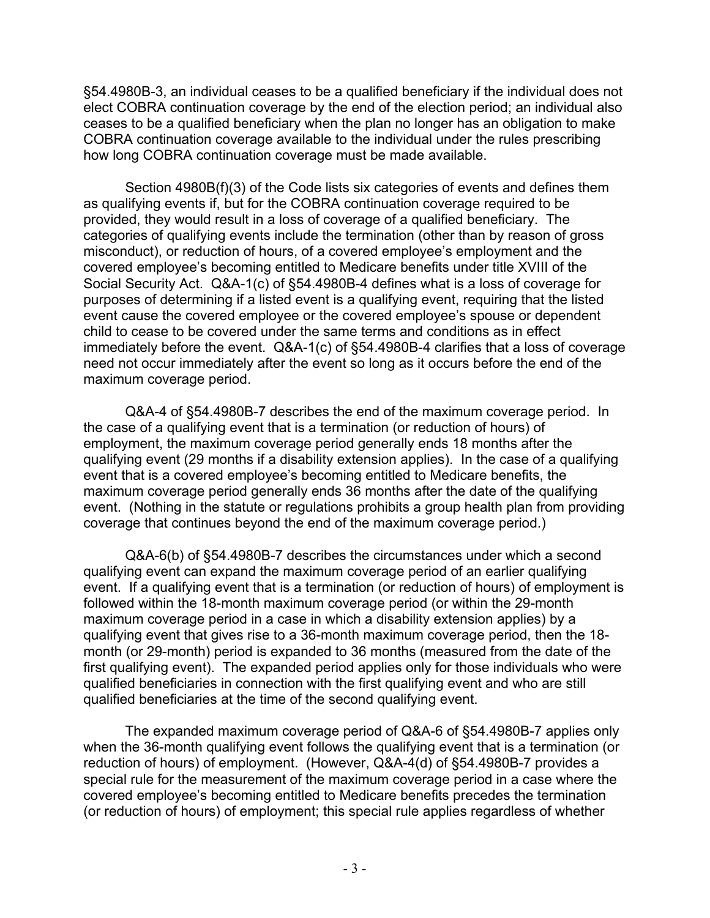§54.4980B-3, an individual ceases to be a qualified beneficiary if the individual does not elect COBRA continuation coverage by the end of the election period; an individual also ceases to be a qualified beneficiary when the plan no longer has an obligation to make COBRA continuation coverage available to the individual under the rules prescribing how long COBRA continuation coverage must be made available.

Section 4980B(f)(3) of the Code lists six categories of events and defines them as qualifying events if, but for the COBRA continuation coverage required to be provided, they would result in a loss of coverage of a qualified beneficiary. The categories of qualifying events include the termination (other than by reason of gross misconduct), or reduction of hours, of a covered employee's employment and the covered employee's becoming entitled to Medicare benefits under title XVIII of the Social Security Act. Q&A-1(c) of §54.4980B-4 defines what is a loss of coverage for purposes of determining if a listed event is a qualifying event, requiring that the listed event cause the covered employee or the covered employee's spouse or dependent child to cease to be covered under the same terms and conditions as in effect immediately before the event. Q&A-1(c) of §54.4980B-4 clarifies that a loss of coverage need not occur immediately after the event so long as it occurs before the end of the maximum coverage period.

Q&A-4 of §54.4980B-7 describes the end of the maximum coverage period. In the case of a qualifying event that is a termination (or reduction of hours) of employment, the maximum coverage period generally ends 18 months after the qualifying event (29 months if a disability extension applies). In the case of a qualifying event that is a covered employee's becoming entitled to Medicare benefits, the maximum coverage period generally ends 36 months after the date of the qualifying event. (Nothing in the statute or regulations prohibits a group health plan from providing coverage that continues beyond the end of the maximum coverage period.)

Q&A-6(b) of §54.4980B-7 describes the circumstances under which a second qualifying event can expand the maximum coverage period of an earlier qualifying event. If a qualifying event that is a termination (or reduction of hours) of employment is followed within the 18-month maximum coverage period (or within the 29-month maximum coverage period in a case in which a disability extension applies) by a qualifying event that gives rise to a 36-month maximum coverage period, then the 18-month (or 29-month) period is expanded to 36 months (measured from the date of the first qualifying event). The expanded period applies only for those individuals who were qualified beneficiaries in connection with the first qualifying event and who are still qualified beneficiaries at the time of the second qualifying event.

The expanded maximum coverage period of Q&A-6 of §54.4980B-7 applies only when the 36-month qualifying event follows the qualifying event that is a termination (or reduction of hours) of employment. (However, Q&A-4(d) of §54.4980B-7 provides a special rule for the measurement of the maximum coverage period in a case where the covered employee's becoming entitled to Medicare benefits precedes the termination (or reduction of hours) of employment; this special rule applies regardless of whether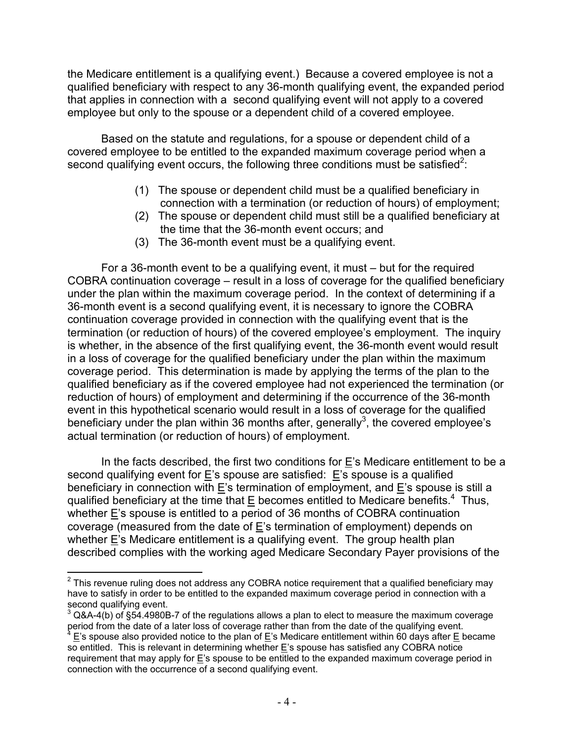the Medicare entitlement is a qualifying event.) Because a covered employee is not a qualified beneficiary with respect to any 36-month qualifying event, the expanded period that applies in connection with a second qualifying event will not apply to a covered employee but only to the spouse or a dependent child of a covered employee.

Based on the statute and regulations, for a spouse or dependent child of a covered employee to be entitled to the expanded maximum coverage period when a second qualifying event occurs, the following three conditions must be satisfied[2]:

(1) The spouse or dependent child must be a qualified beneficiary in connection with a termination (or reduction of hours) of employment;
(2) The spouse or dependent child must still be a qualified beneficiary at the time that the 36-month event occurs; and
(3) The 36-month event must be a qualifying event.

For a 36-month event to be a qualifying event, it must – but for the required COBRA continuation coverage – result in a loss of coverage for the qualified beneficiary under the plan within the maximum coverage period. In the context of determining if a 36-month event is a second qualifying event, it is necessary to ignore the COBRA continuation coverage provided in connection with the qualifying event that is the termination (or reduction of hours) of the covered employee's employment. The inquiry is whether, in the absence of the first qualifying event, the 36-month event would result in a loss of coverage for the qualified beneficiary under the plan within the maximum coverage period. This determination is made by applying the terms of the plan to the qualified beneficiary as if the covered employee had not experienced the termination (or reduction of hours) of employment and determining if the occurrence of the 36-month event in this hypothetical scenario would result in a loss of coverage for the qualified beneficiary under the plan within 36 months after, generally[3], the covered employee's actual termination (or reduction of hours) of employment.

In the facts described, the first two conditions for E's Medicare entitlement to be a second qualifying event for E's spouse are satisfied: E's spouse is a qualified beneficiary in connection with E's termination of employment, and E's spouse is still a qualified beneficiary at the time that E becomes entitled to Medicare benefits.[4] Thus, whether E's spouse is entitled to a period of 36 months of COBRA continuation coverage (measured from the date of E's termination of employment) depends on whether E's Medicare entitlement is a qualifying event. The group health plan described complies with the working aged Medicare Secondary Payer provisions of the

---

[2] This revenue ruling does not address any COBRA notice requirement that a qualified beneficiary may have to satisfy in order to be entitled to the expanded maximum coverage period in connection with a second qualifying event.

[3] Q&A-4(b) of §54.4980B-7 of the regulations allows a plan to elect to measure the maximum coverage period from the date of a later loss of coverage rather than from the date of the qualifying event.

[4] E's spouse also provided notice to the plan of E's Medicare entitlement within 60 days after E became so entitled. This is relevant in determining whether E's spouse has satisfied any COBRA notice requirement that may apply for E's spouse to be entitled to the expanded maximum coverage period in connection with the occurrence of a second qualifying event.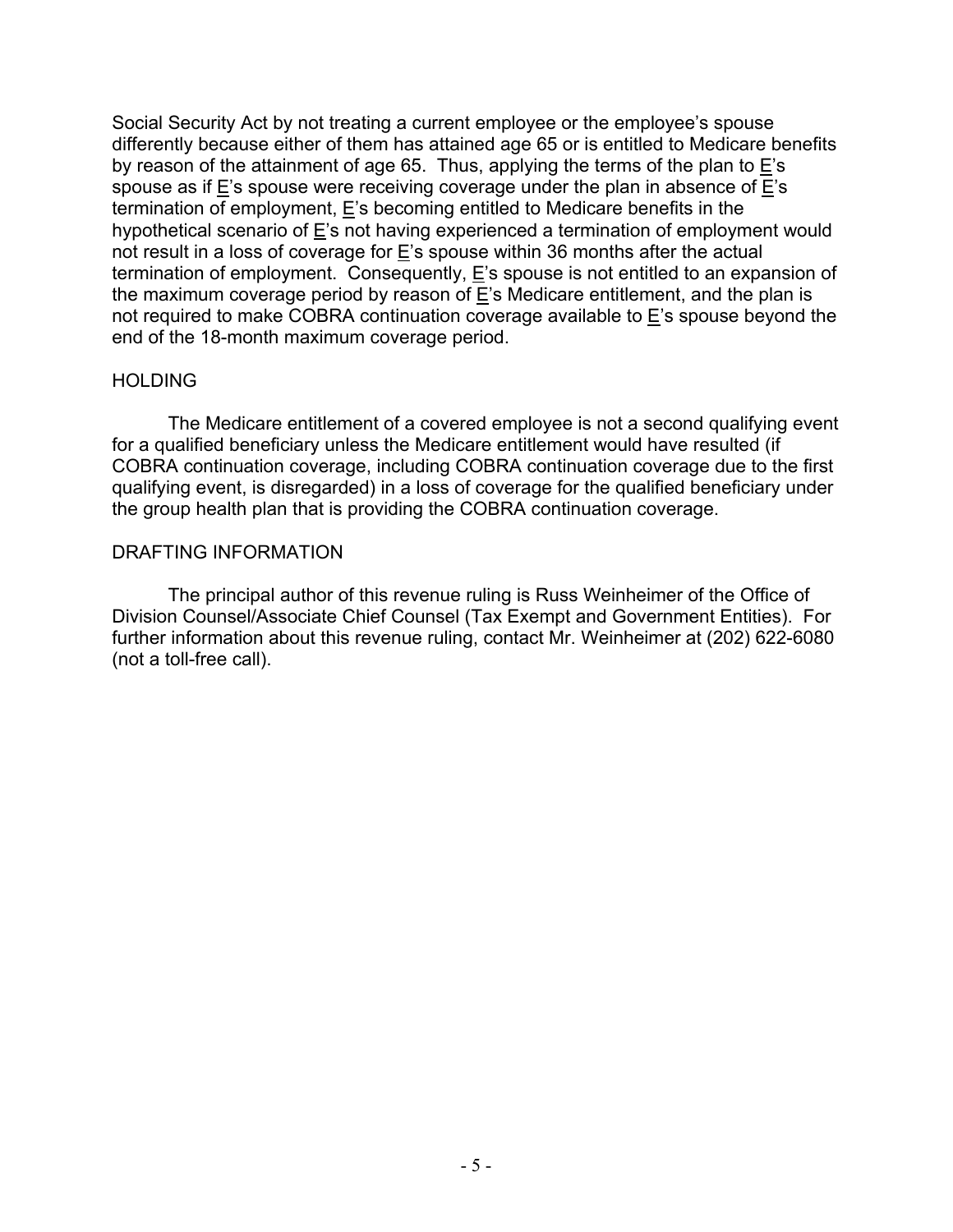Social Security Act by not treating a current employee or the employee's spouse differently because either of them has attained age 65 or is entitled to Medicare benefits by reason of the attainment of age 65. Thus, applying the terms of the plan to E's spouse as if E's spouse were receiving coverage under the plan in absence of E's termination of employment, E's becoming entitled to Medicare benefits in the hypothetical scenario of E's not having experienced a termination of employment would not result in a loss of coverage for E's spouse within 36 months after the actual termination of employment. Consequently, E's spouse is not entitled to an expansion of the maximum coverage period by reason of E's Medicare entitlement, and the plan is not required to make COBRA continuation coverage available to E's spouse beyond the end of the 18-month maximum coverage period.

## HOLDING

The Medicare entitlement of a covered employee is not a second qualifying event for a qualified beneficiary unless the Medicare entitlement would have resulted (if COBRA continuation coverage, including COBRA continuation coverage due to the first qualifying event, is disregarded) in a loss of coverage for the qualified beneficiary under the group health plan that is providing the COBRA continuation coverage.

## DRAFTING INFORMATION

The principal author of this revenue ruling is Russ Weinheimer of the Office of Division Counsel/Associate Chief Counsel (Tax Exempt and Government Entities). For further information about this revenue ruling, contact Mr. Weinheimer at (202) 622-6080 (not a toll-free call).